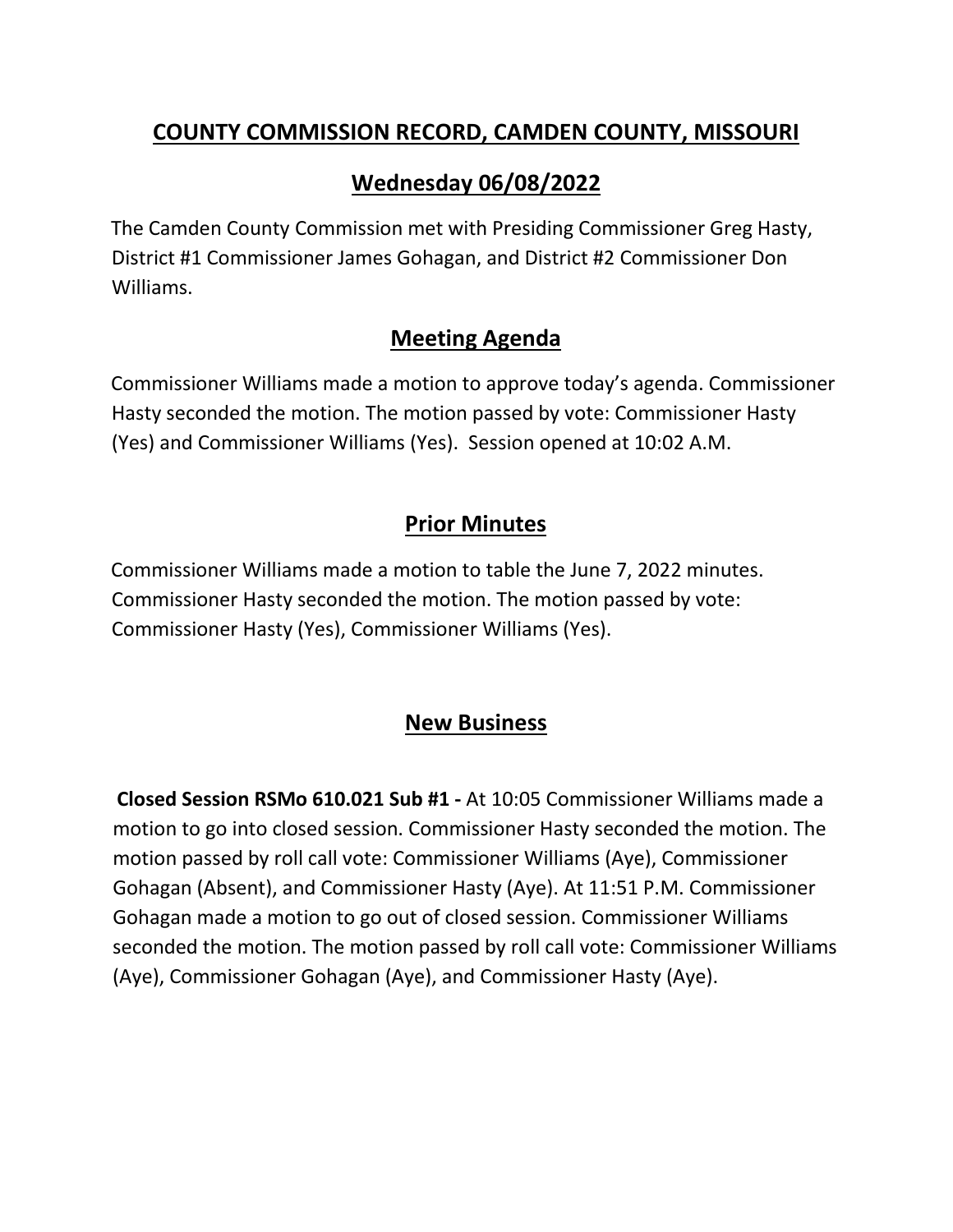# COUNTY COMMISSION RECORD, CAMDEN COUNTY, MISSOURI

## Wednesday 06/08/2022

The Camden County Commission met with Presiding Commissioner Greg Hasty, District #1 Commissioner James Gohagan, and District #2 Commissioner Don Williams.

## Meeting Agenda

Commissioner Williams made a motion to approve today's agenda. Commissioner Hasty seconded the motion. The motion passed by vote: Commissioner Hasty (Yes) and Commissioner Williams (Yes). Session opened at 10:02 A.M.

## Prior Minutes

Commissioner Williams made a motion to table the June 7, 2022 minutes. Commissioner Hasty seconded the motion. The motion passed by vote: Commissioner Hasty (Yes), Commissioner Williams (Yes).

## New Business

**Closed Session RSMo 610.021 Sub #1 -** At 10:05 Commissioner Williams made a motion to go into closed session. Commissioner Hasty seconded the motion. The motion passed by roll call vote: Commissioner Williams (Aye), Commissioner Gohagan (Absent), and Commissioner Hasty (Aye). At 11:51 P.M. Commissioner Gohagan made a motion to go out of closed session. Commissioner Williams seconded the motion. The motion passed by roll call vote: Commissioner Williams (Aye), Commissioner Gohagan (Aye), and Commissioner Hasty (Aye).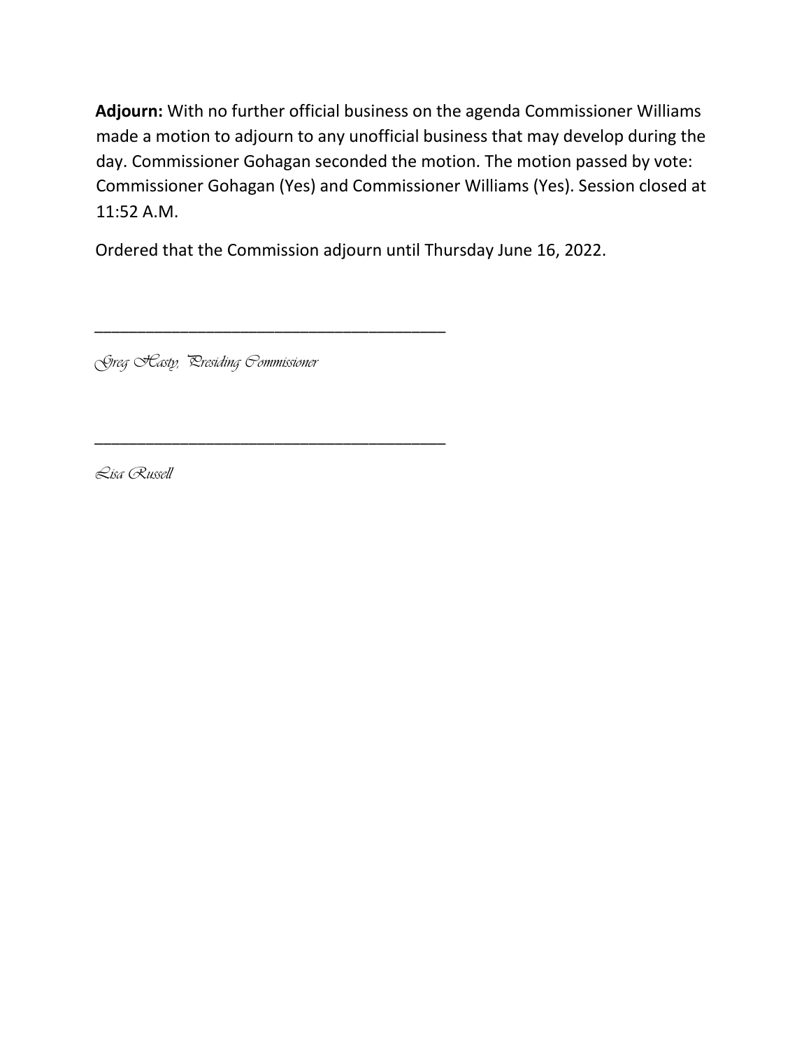**Adjourn:** With no further official business on the agenda Commissioner Williams made a motion to adjourn to any unofficial business that may develop during the day. Commissioner Gohagan seconded the motion. The motion passed by vote: Commissioner Gohagan (Yes) and Commissioner Williams (Yes). Session closed at 11:52 A.M.

Ordered that the Commission adjourn until Thursday June 16, 2022.

\_\_\_\_\_\_\_\_\_\_\_\_\_\_\_\_\_\_\_\_\_\_\_\_\_\_\_\_\_\_\_\_\_\_\_\_\_\_\_\_

*Greg Hasty, Presiding Commissioner*

\_\_\_\_\_\_\_\_\_\_\_\_\_\_\_\_\_\_\_\_\_\_\_\_\_\_\_\_\_\_\_\_\_\_\_\_\_\_\_\_

*Lisa Russell*